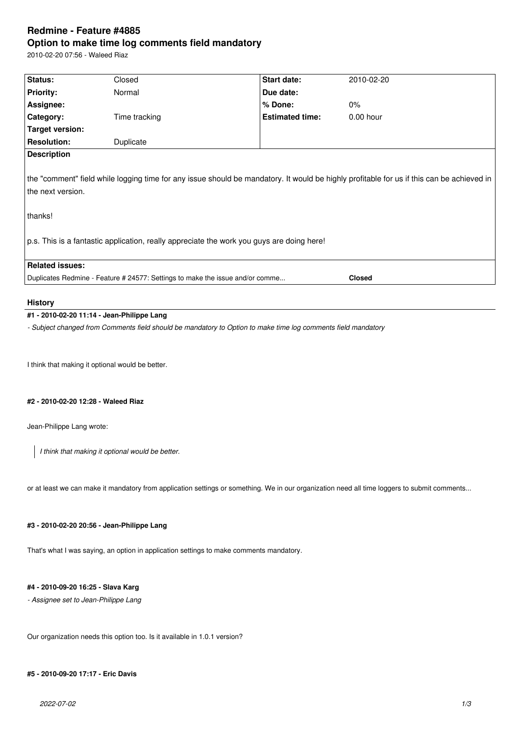# Redmine - Feature #4885

## Option to make time log comments field mandatory

2010-02-20 07:56 - Waleed Riaz

| Status: | Closed | Start date: | 2010-02-20 |
|---|---|---|---|
| Priority: | Normal | Due date: | |
| Assignee: | | % Done: | 0% |
| Category: | Time tracking | Estimated time: | 0.00 hour |
| Target version: | | | |
| Resolution: | Duplicate | | |

**Description**

the "comment" field while logging time for any issue should be mandatory. It would be highly profitable for us if this can be achieved in the next version.

thanks!

p.s. This is a fantastic application, really appreciate the work you guys are doing here!

**Related issues:**

Duplicates Redmine - Feature # 24577: Settings to make the issue and/or comme... **Closed**

## History

### #1 - 2010-02-20 11:14 - Jean-Philippe Lang

*- Subject changed from Comments field should be mandatory to Option to make time log comments field mandatory*

I think that making it optional would be better.

### #2 - 2010-02-20 12:28 - Waleed Riaz

Jean-Philippe Lang wrote:

> *I think that making it optional would be better.*

or at least we can make it mandatory from application settings or something. We in our organization need all time loggers to submit comments...

### #3 - 2010-02-20 20:56 - Jean-Philippe Lang

That's what I was saying, an option in application settings to make comments mandatory.

### #4 - 2010-09-20 16:25 - Slava Karg

*- Assignee set to Jean-Philippe Lang*

Our organization needs this option too. Is it available in 1.0.1 version?

### #5 - 2010-09-20 17:17 - Eric Davis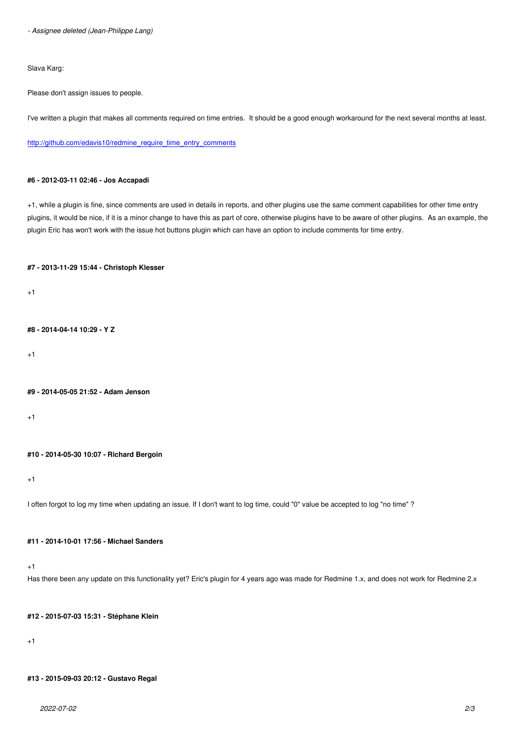*- Assignee deleted (Jean-Philippe Lang)*

Slava Karg:

Please don't assign issues to people.

I've written a plugin that makes all comments required on time entries.  It should be a good enough workaround for the next several months at least.

http://github.com/edavis10/redmine_require_time_entry_comments

#### #6 - 2012-03-11 02:46 - Jos Accapadi

+1, while a plugin is fine, since comments are used in details in reports, and other plugins use the same comment capabilities for other time entry plugins, it would be nice, if it is a minor change to have this as part of core, otherwise plugins have to be aware of other plugins.  As an example, the plugin Eric has won't work with the issue hot buttons plugin which can have an option to include comments for time entry.

#### #7 - 2013-11-29 15:44 - Christoph Klesser

+1

#### #8 - 2014-04-14 10:29 - Y Z

+1

#### #9 - 2014-05-05 21:52 - Adam Jenson

+1

#### #10 - 2014-05-30 10:07 - Richard Bergoin

+1

I often forgot to log my time when updating an issue. If I don't want to log time, could "0" value be accepted to log "no time" ?

#### #11 - 2014-10-01 17:56 - Michael Sanders

+1
Has there been any update on this functionality yet? Eric's plugin for 4 years ago was made for Redmine 1.x, and does not work for Redmine 2.x

#### #12 - 2015-07-03 15:31 - Stéphane Klein

+1

#### #13 - 2015-09-03 20:12 - Gustavo Regal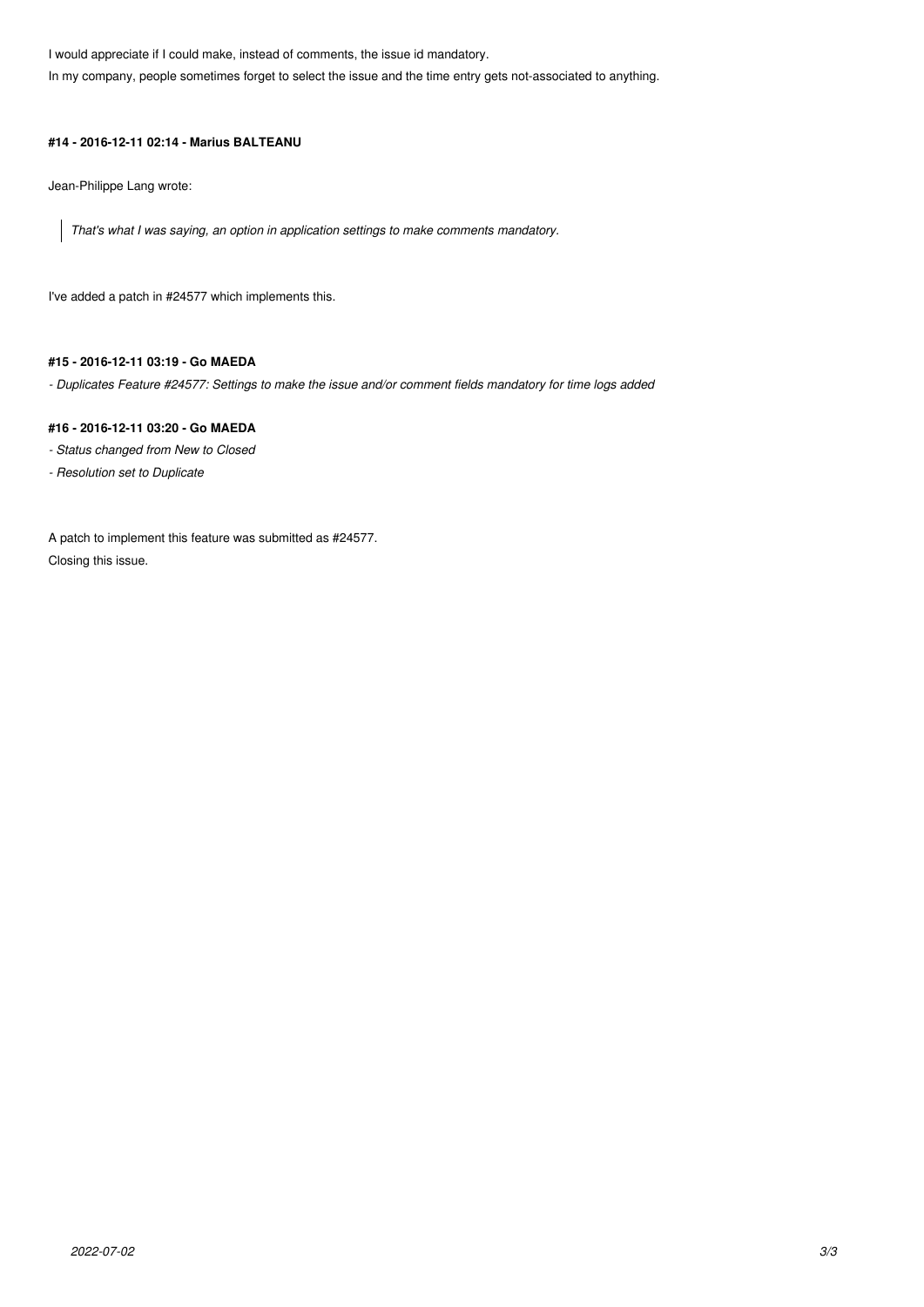I would appreciate if I could make, instead of comments, the issue id mandatory.

In my company, people sometimes forget to select the issue and the time entry gets not-associated to anything.

#### #14 - 2016-12-11 02:14 - Marius BALTEANU

Jean-Philippe Lang wrote:

> *That's what I was saying, an option in application settings to make comments mandatory.*

I've added a patch in #24577 which implements this.

#### #15 - 2016-12-11 03:19 - Go MAEDA

*- Duplicates Feature #24577: Settings to make the issue and/or comment fields mandatory for time logs added*

#### #16 - 2016-12-11 03:20 - Go MAEDA

*- Status changed from New to Closed*

*- Resolution set to Duplicate*

A patch to implement this feature was submitted as #24577.

Closing this issue.